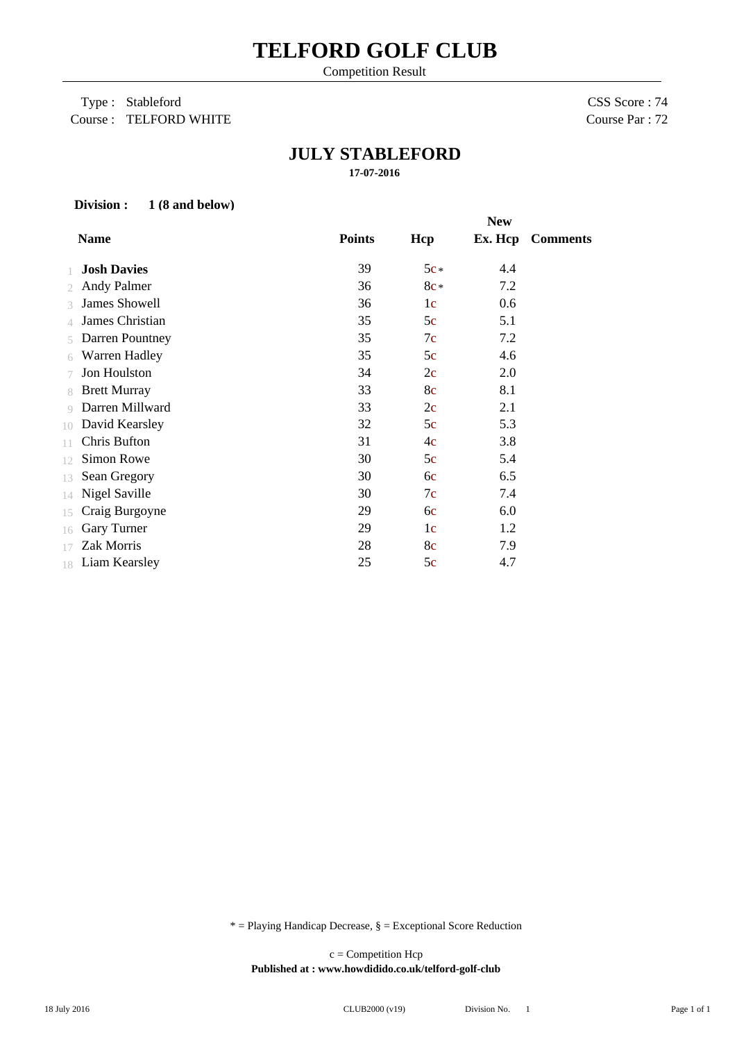# TELFORD GOLF CLUB

Competition Result

Type : Stableford
Course : TELFORD WHITE

CSS Score : 74
Course Par : 72

## JULY STABLEFORD

**17-07-2016**

**Division : 1 (8 and below)**

| | Name | Points | Hcp | New Ex. Hcp | Comments |
|---|---|---|---|---|---|
| 1 | **Josh Davies** | 39 | 5c * | 4.4 | |
| 2 | Andy Palmer | 36 | 8c * | 7.2 | |
| 3 | James Showell | 36 | 1c | 0.6 | |
| 4 | James Christian | 35 | 5c | 5.1 | |
| 5 | Darren Pountney | 35 | 7c | 7.2 | |
| 6 | Warren Hadley | 35 | 5c | 4.6 | |
| 7 | Jon Houlston | 34 | 2c | 2.0 | |
| 8 | Brett Murray | 33 | 8c | 8.1 | |
| 9 | Darren Millward | 33 | 2c | 2.1 | |
| 10 | David Kearsley | 32 | 5c | 5.3 | |
| 11 | Chris Bufton | 31 | 4c | 3.8 | |
| 12 | Simon Rowe | 30 | 5c | 5.4 | |
| 13 | Sean Gregory | 30 | 6c | 6.5 | |
| 14 | Nigel Saville | 30 | 7c | 7.4 | |
| 15 | Craig Burgoyne | 29 | 6c | 6.0 | |
| 16 | Gary Turner | 29 | 1c | 1.2 | |
| 17 | Zak Morris | 28 | 8c | 7.9 | |
| 18 | Liam Kearsley | 25 | 5c | 4.7 | |

* = Playing Handicap Decrease, § = Exceptional Score Reduction

c = Competition Hcp

**Published at : www.howdidido.co.uk/telford-golf-club**

18 July 2016 CLUB2000 (v19) Division No. 1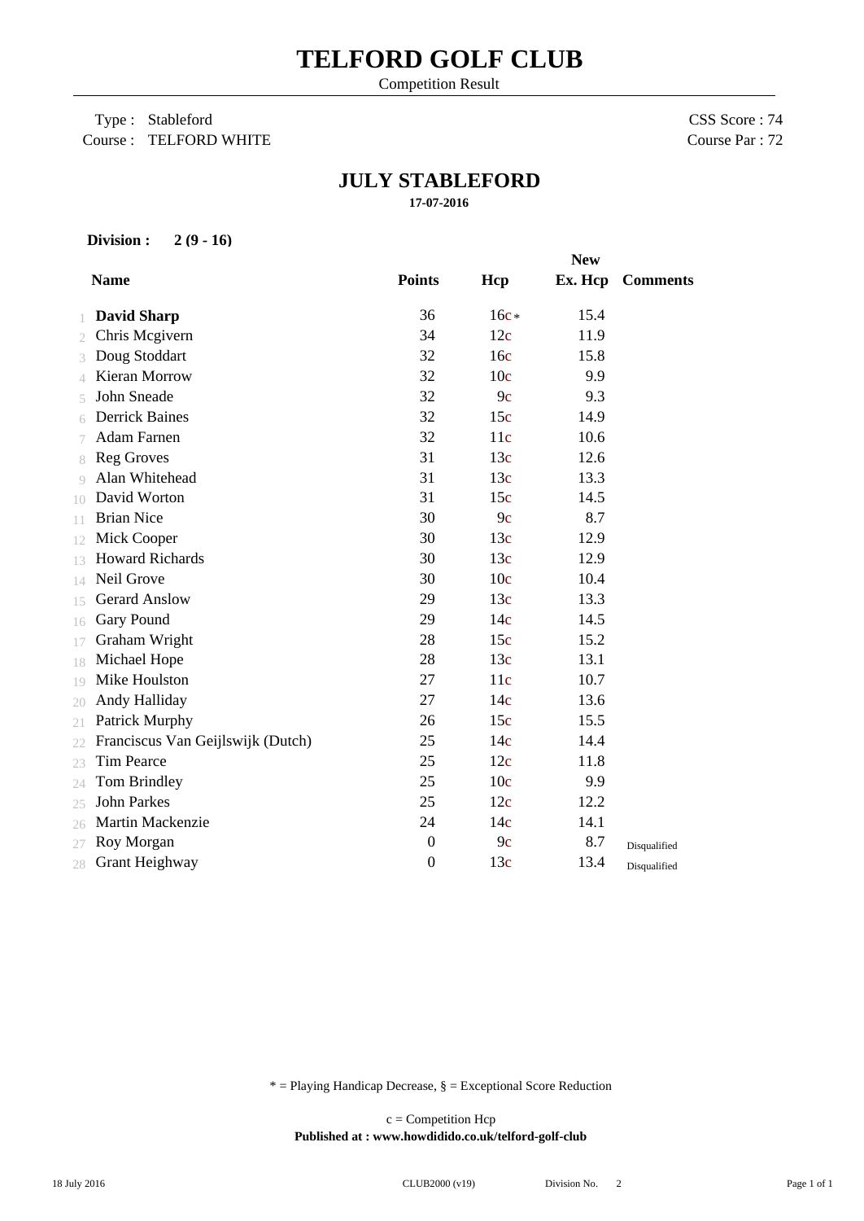# TELFORD GOLF CLUB

Competition Result

Type : Stableford
Course : TELFORD WHITE

CSS Score : 74
Course Par : 72

## JULY STABLEFORD

**17-07-2016**

**Division : 2 (9 - 16)**

| | Name | Points | Hcp | New Ex. Hcp | Comments |
|---|---|---|---|---|---|
| 1 | **David Sharp** | 36 | 16c* | 15.4 | |
| 2 | Chris Mcgivern | 34 | 12c | 11.9 | |
| 3 | Doug Stoddart | 32 | 16c | 15.8 | |
| 4 | Kieran Morrow | 32 | 10c | 9.9 | |
| 5 | John Sneade | 32 | 9c | 9.3 | |
| 6 | Derrick Baines | 32 | 15c | 14.9 | |
| 7 | Adam Farnen | 32 | 11c | 10.6 | |
| 8 | Reg Groves | 31 | 13c | 12.6 | |
| 9 | Alan Whitehead | 31 | 13c | 13.3 | |
| 10 | David Worton | 31 | 15c | 14.5 | |
| 11 | Brian Nice | 30 | 9c | 8.7 | |
| 12 | Mick Cooper | 30 | 13c | 12.9 | |
| 13 | Howard Richards | 30 | 13c | 12.9 | |
| 14 | Neil Grove | 30 | 10c | 10.4 | |
| 15 | Gerard Anslow | 29 | 13c | 13.3 | |
| 16 | Gary Pound | 29 | 14c | 14.5 | |
| 17 | Graham Wright | 28 | 15c | 15.2 | |
| 18 | Michael Hope | 28 | 13c | 13.1 | |
| 19 | Mike Houlston | 27 | 11c | 10.7 | |
| 20 | Andy Halliday | 27 | 14c | 13.6 | |
| 21 | Patrick Murphy | 26 | 15c | 15.5 | |
| 22 | Franciscus Van Geijlswijk (Dutch) | 25 | 14c | 14.4 | |
| 23 | Tim Pearce | 25 | 12c | 11.8 | |
| 24 | Tom Brindley | 25 | 10c | 9.9 | |
| 25 | John Parkes | 25 | 12c | 12.2 | |
| 26 | Martin Mackenzie | 24 | 14c | 14.1 | |
| 27 | Roy Morgan | 0 | 9c | 8.7 | Disqualified |
| 28 | Grant Heighway | 0 | 13c | 13.4 | Disqualified |

* = Playing Handicap Decrease, § = Exceptional Score Reduction

c = Competition Hcp

**Published at : www.howdidido.co.uk/telford-golf-club**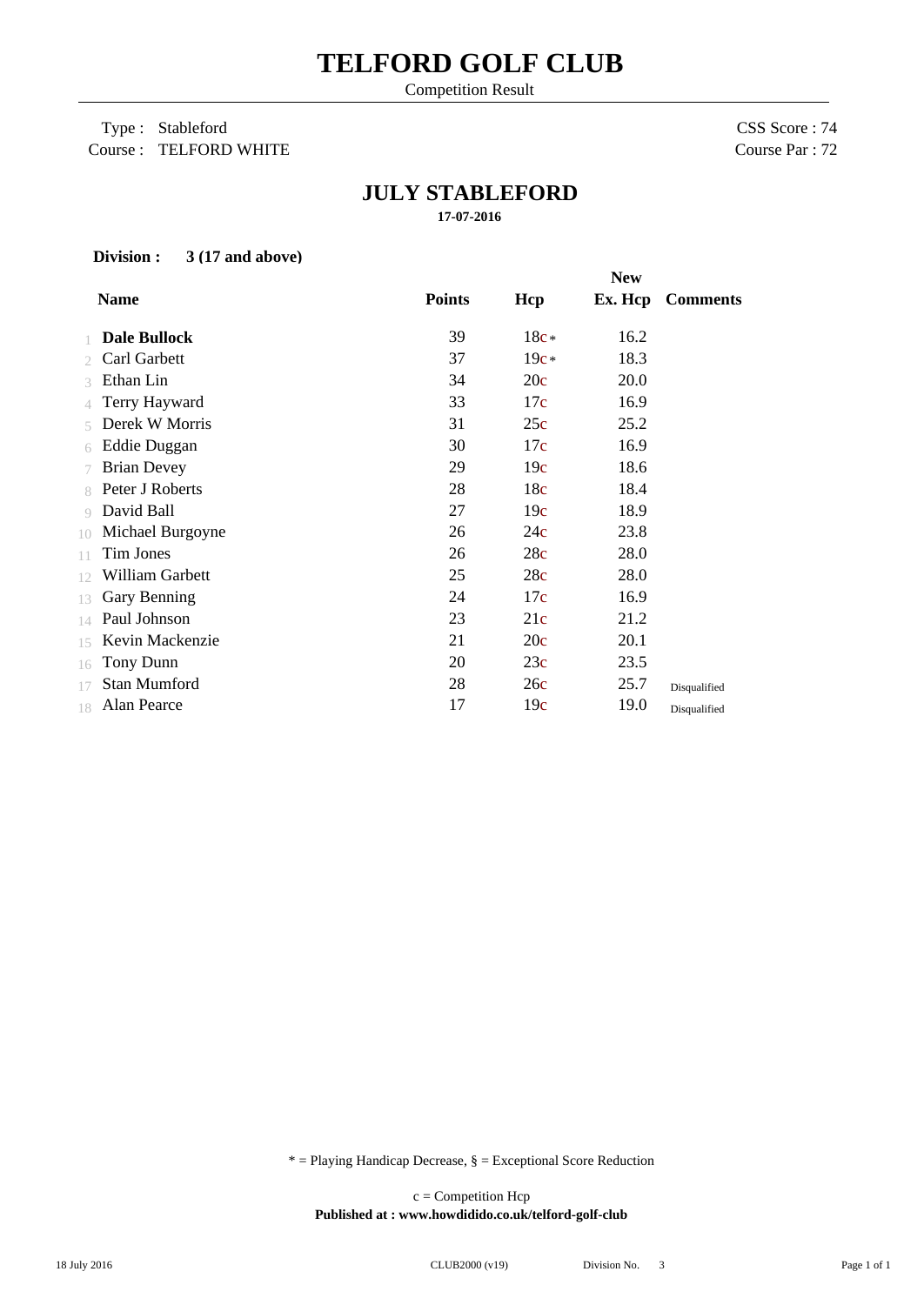# TELFORD GOLF CLUB

Competition Result

Type : Stableford
Course : TELFORD WHITE

CSS Score : 74
Course Par : 72

## JULY STABLEFORD

**17-07-2016**

**Division : 3 (17 and above)**

| | Name | Points | Hcp | New Ex. Hcp | Comments |
|---|---|---|---|---|---|
| 1 | **Dale Bullock** | 39 | 18c* | 16.2 | |
| 2 | Carl Garbett | 37 | 19c* | 18.3 | |
| 3 | Ethan Lin | 34 | 20c | 20.0 | |
| 4 | Terry Hayward | 33 | 17c | 16.9 | |
| 5 | Derek W Morris | 31 | 25c | 25.2 | |
| 6 | Eddie Duggan | 30 | 17c | 16.9 | |
| 7 | Brian Devey | 29 | 19c | 18.6 | |
| 8 | Peter J Roberts | 28 | 18c | 18.4 | |
| 9 | David Ball | 27 | 19c | 18.9 | |
| 10 | Michael Burgoyne | 26 | 24c | 23.8 | |
| 11 | Tim Jones | 26 | 28c | 28.0 | |
| 12 | William Garbett | 25 | 28c | 28.0 | |
| 13 | Gary Benning | 24 | 17c | 16.9 | |
| 14 | Paul Johnson | 23 | 21c | 21.2 | |
| 15 | Kevin Mackenzie | 21 | 20c | 20.1 | |
| 16 | Tony Dunn | 20 | 23c | 23.5 | |
| 17 | Stan Mumford | 28 | 26c | 25.7 | Disqualified |
| 18 | Alan Pearce | 17 | 19c | 19.0 | Disqualified |

* = Playing Handicap Decrease, § = Exceptional Score Reduction

c = Competition Hcp

**Published at : www.howdidido.co.uk/telford-golf-club**

18 July 2016 CLUB2000 (v19) Division No. 3